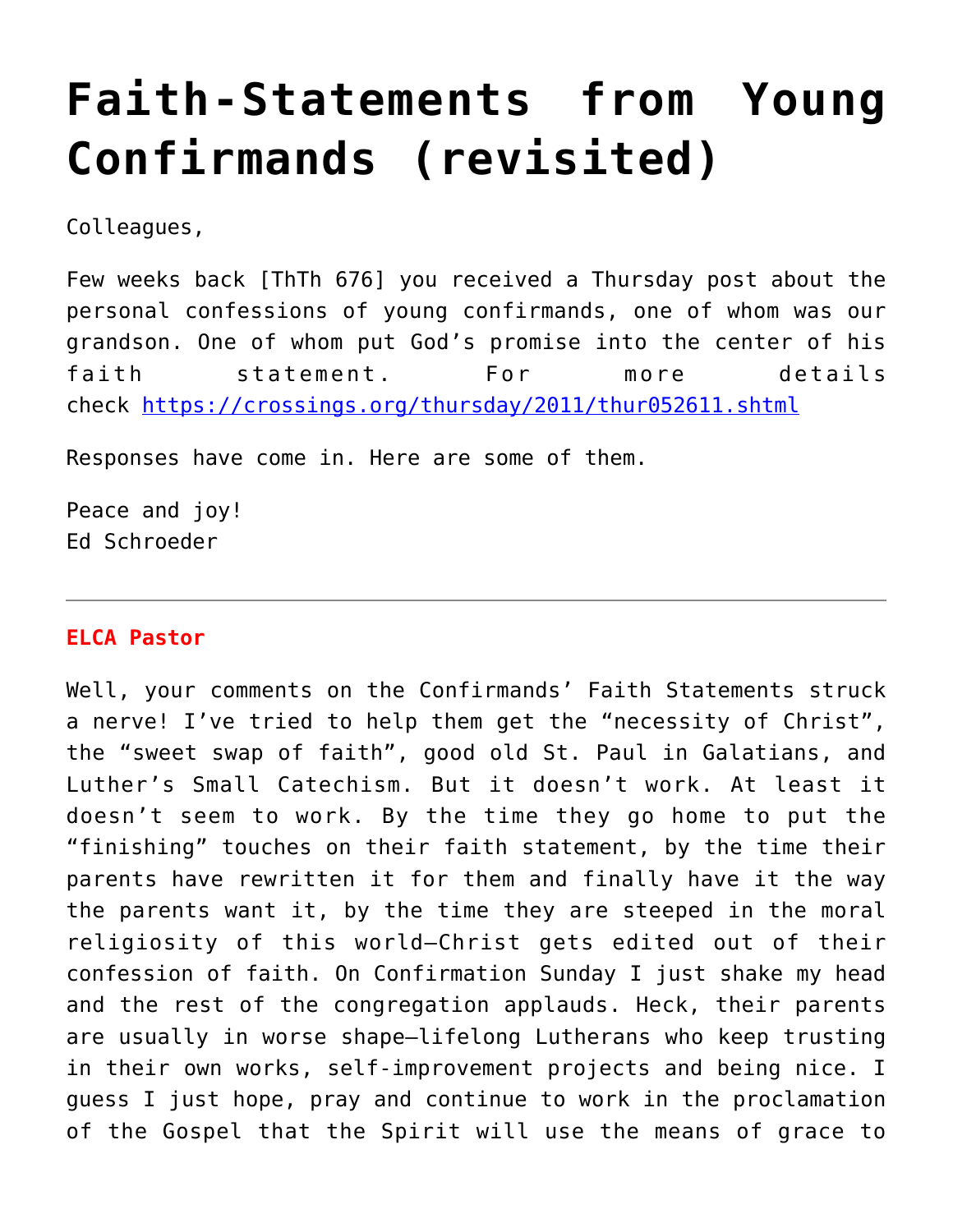# Faith-Statements from Young Confirmands (revisited)

Colleagues,

Few weeks back [ThTh 676] you received a Thursday post about the personal confessions of young confirmands, one of whom was our grandson. One of whom put God's promise into the center of his faith statement. For more details check https://crossings.org/thursday/2011/thur052611.shtml

Responses have come in. Here are some of them.

Peace and joy!
Ed Schroeder

---

**ELCA Pastor**

Well, your comments on the Confirmands' Faith Statements struck a nerve! I've tried to help them get the "necessity of Christ", the "sweet swap of faith", good old St. Paul in Galatians, and Luther's Small Catechism. But it doesn't work. At least it doesn't seem to work. By the time they go home to put the "finishing" touches on their faith statement, by the time their parents have rewritten it for them and finally have it the way the parents want it, by the time they are steeped in the moral religiosity of this world—Christ gets edited out of their confession of faith. On Confirmation Sunday I just shake my head and the rest of the congregation applauds. Heck, their parents are usually in worse shape—lifelong Lutherans who keep trusting in their own works, self-improvement projects and being nice. I guess I just hope, pray and continue to work in the proclamation of the Gospel that the Spirit will use the means of grace to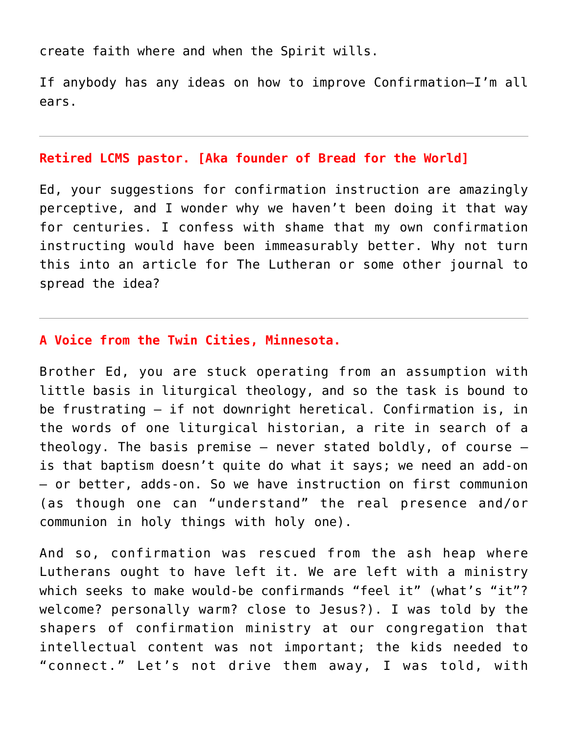create faith where and when the Spirit wills.

If anybody has any ideas on how to improve Confirmation—I'm all ears.

---

**Retired LCMS pastor. [Aka founder of Bread for the World]**

Ed, your suggestions for confirmation instruction are amazingly perceptive, and I wonder why we haven't been doing it that way for centuries. I confess with shame that my own confirmation instructing would have been immeasurably better. Why not turn this into an article for The Lutheran or some other journal to spread the idea?

---

**A Voice from the Twin Cities, Minnesota.**

Brother Ed, you are stuck operating from an assumption with little basis in liturgical theology, and so the task is bound to be frustrating – if not downright heretical. Confirmation is, in the words of one liturgical historian, a rite in search of a theology. The basis premise – never stated boldly, of course – is that baptism doesn't quite do what it says; we need an add-on – or better, adds-on. So we have instruction on first communion (as though one can "understand" the real presence and/or communion in holy things with holy one).

And so, confirmation was rescued from the ash heap where Lutherans ought to have left it. We are left with a ministry which seeks to make would-be confirmands "feel it" (what's "it"? welcome? personally warm? close to Jesus?). I was told by the shapers of confirmation ministry at our congregation that intellectual content was not important; the kids needed to "connect." Let's not drive them away, I was told, with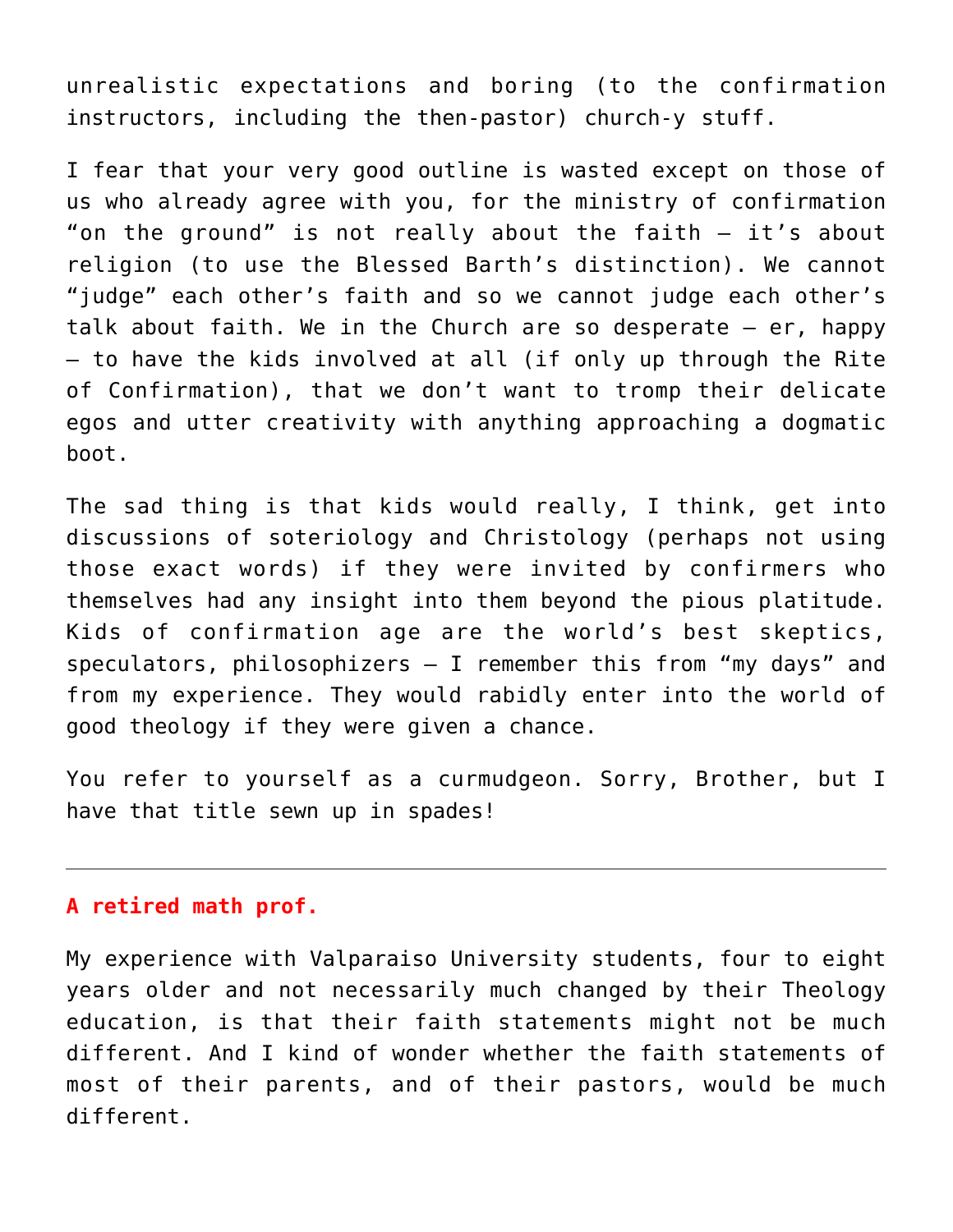unrealistic expectations and boring (to the confirmation instructors, including the then-pastor) church-y stuff.

I fear that your very good outline is wasted except on those of us who already agree with you, for the ministry of confirmation "on the ground" is not really about the faith – it's about religion (to use the Blessed Barth's distinction). We cannot "judge" each other's faith and so we cannot judge each other's talk about faith. We in the Church are so desperate – er, happy – to have the kids involved at all (if only up through the Rite of Confirmation), that we don't want to tromp their delicate egos and utter creativity with anything approaching a dogmatic boot.

The sad thing is that kids would really, I think, get into discussions of soteriology and Christology (perhaps not using those exact words) if they were invited by confirmers who themselves had any insight into them beyond the pious platitude. Kids of confirmation age are the world's best skeptics, speculators, philosophizers – I remember this from "my days" and from my experience. They would rabidly enter into the world of good theology if they were given a chance.

You refer to yourself as a curmudgeon. Sorry, Brother, but I have that title sewn up in spades!

---

**A retired math prof.**

My experience with Valparaiso University students, four to eight years older and not necessarily much changed by their Theology education, is that their faith statements might not be much different. And I kind of wonder whether the faith statements of most of their parents, and of their pastors, would be much different.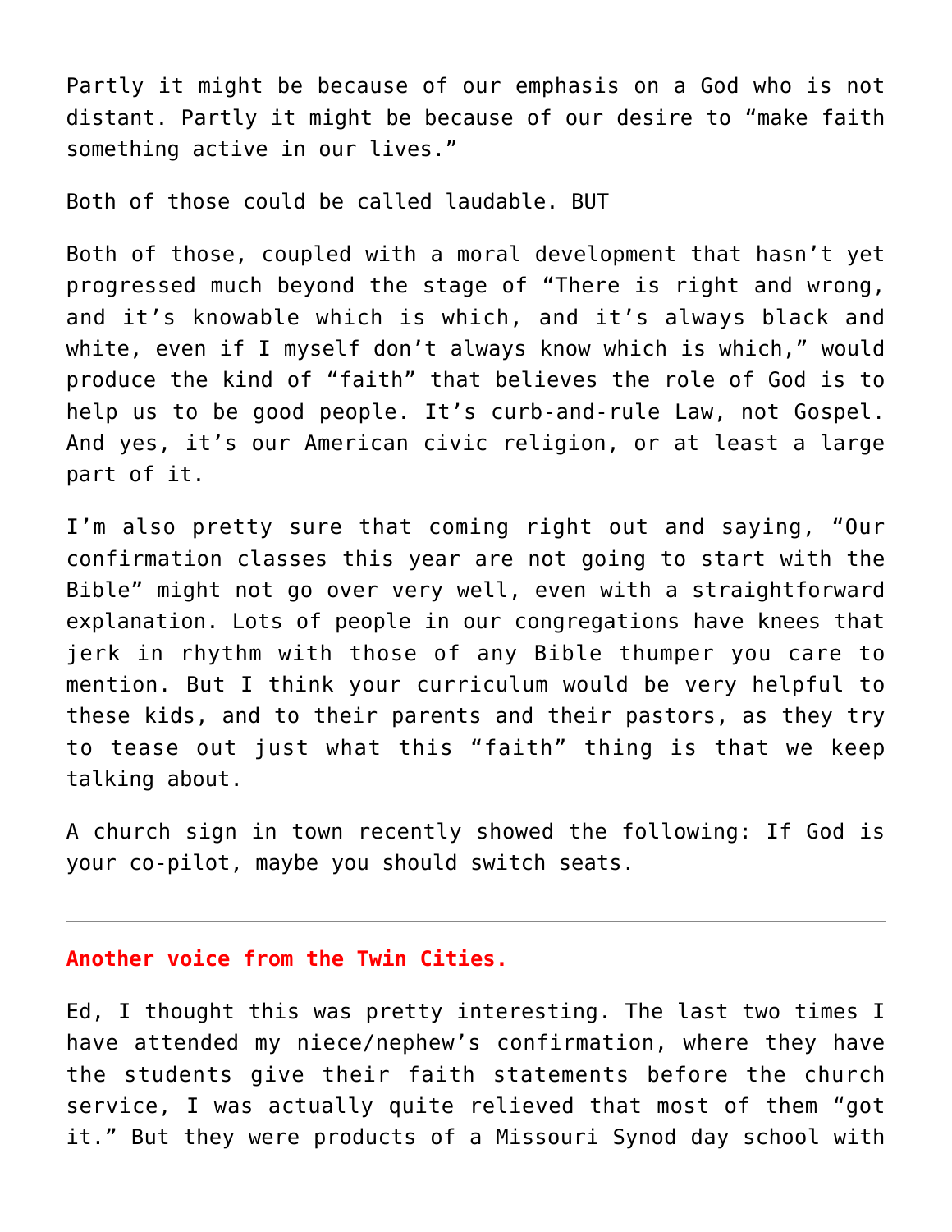Partly it might be because of our emphasis on a God who is not distant. Partly it might be because of our desire to "make faith something active in our lives."

Both of those could be called laudable. BUT

Both of those, coupled with a moral development that hasn't yet progressed much beyond the stage of "There is right and wrong, and it's knowable which is which, and it's always black and white, even if I myself don't always know which is which," would produce the kind of "faith" that believes the role of God is to help us to be good people. It's curb-and-rule Law, not Gospel. And yes, it's our American civic religion, or at least a large part of it.

I'm also pretty sure that coming right out and saying, "Our confirmation classes this year are not going to start with the Bible" might not go over very well, even with a straightforward explanation. Lots of people in our congregations have knees that jerk in rhythm with those of any Bible thumper you care to mention. But I think your curriculum would be very helpful to these kids, and to their parents and their pastors, as they try to tease out just what this "faith" thing is that we keep talking about.

A church sign in town recently showed the following: If God is your co-pilot, maybe you should switch seats.

---

**Another voice from the Twin Cities.**

Ed, I thought this was pretty interesting. The last two times I have attended my niece/nephew's confirmation, where they have the students give their faith statements before the church service, I was actually quite relieved that most of them "got it." But they were products of a Missouri Synod day school with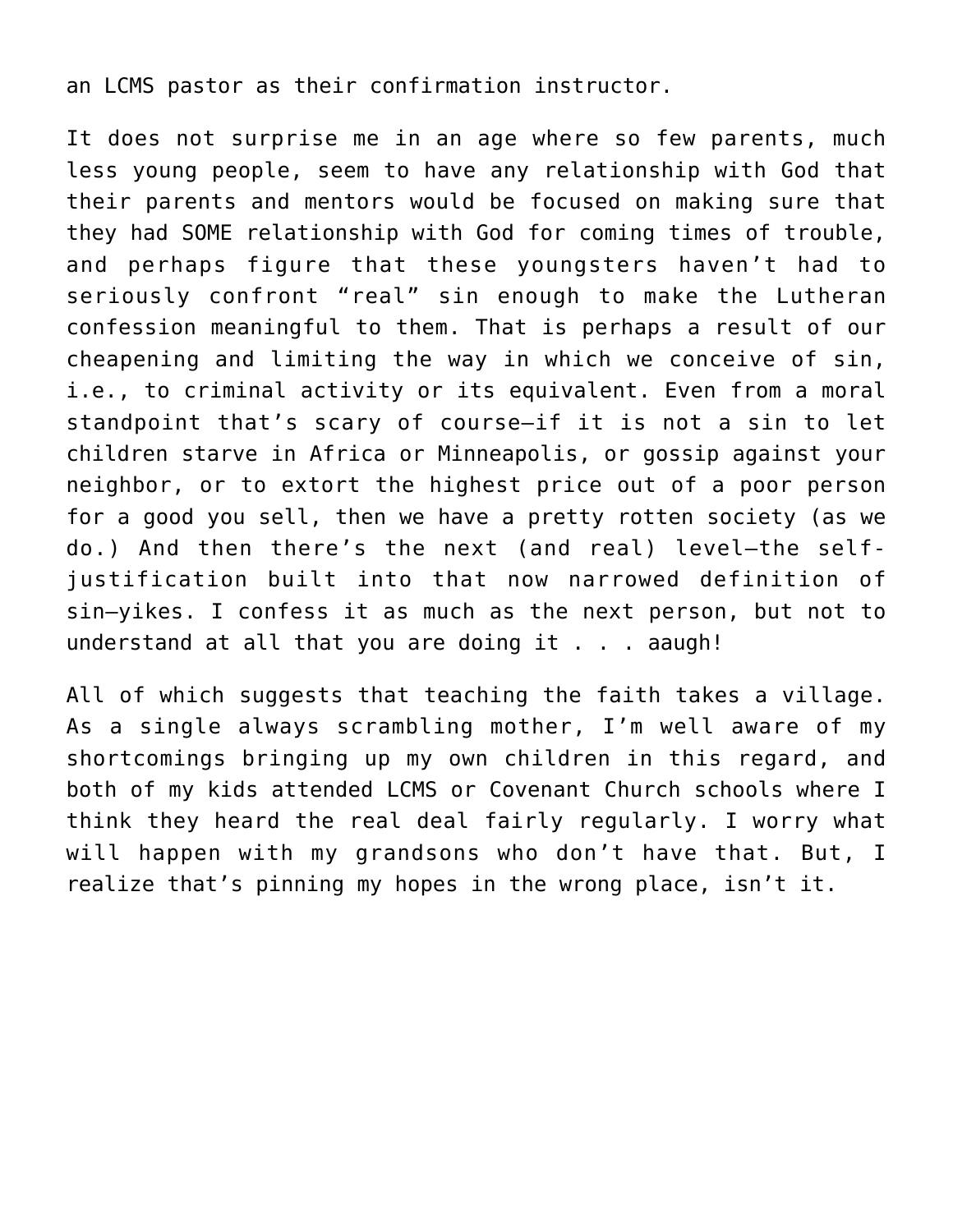an LCMS pastor as their confirmation instructor.

It does not surprise me in an age where so few parents, much less young people, seem to have any relationship with God that their parents and mentors would be focused on making sure that they had SOME relationship with God for coming times of trouble, and perhaps figure that these youngsters haven't had to seriously confront "real" sin enough to make the Lutheran confession meaningful to them. That is perhaps a result of our cheapening and limiting the way in which we conceive of sin, i.e., to criminal activity or its equivalent. Even from a moral standpoint that's scary of course—if it is not a sin to let children starve in Africa or Minneapolis, or gossip against your neighbor, or to extort the highest price out of a poor person for a good you sell, then we have a pretty rotten society (as we do.) And then there's the next (and real) level—the self-justification built into that now narrowed definition of sin—yikes. I confess it as much as the next person, but not to understand at all that you are doing it . . . aaugh!

All of which suggests that teaching the faith takes a village. As a single always scrambling mother, I'm well aware of my shortcomings bringing up my own children in this regard, and both of my kids attended LCMS or Covenant Church schools where I think they heard the real deal fairly regularly. I worry what will happen with my grandsons who don't have that. But, I realize that's pinning my hopes in the wrong place, isn't it.